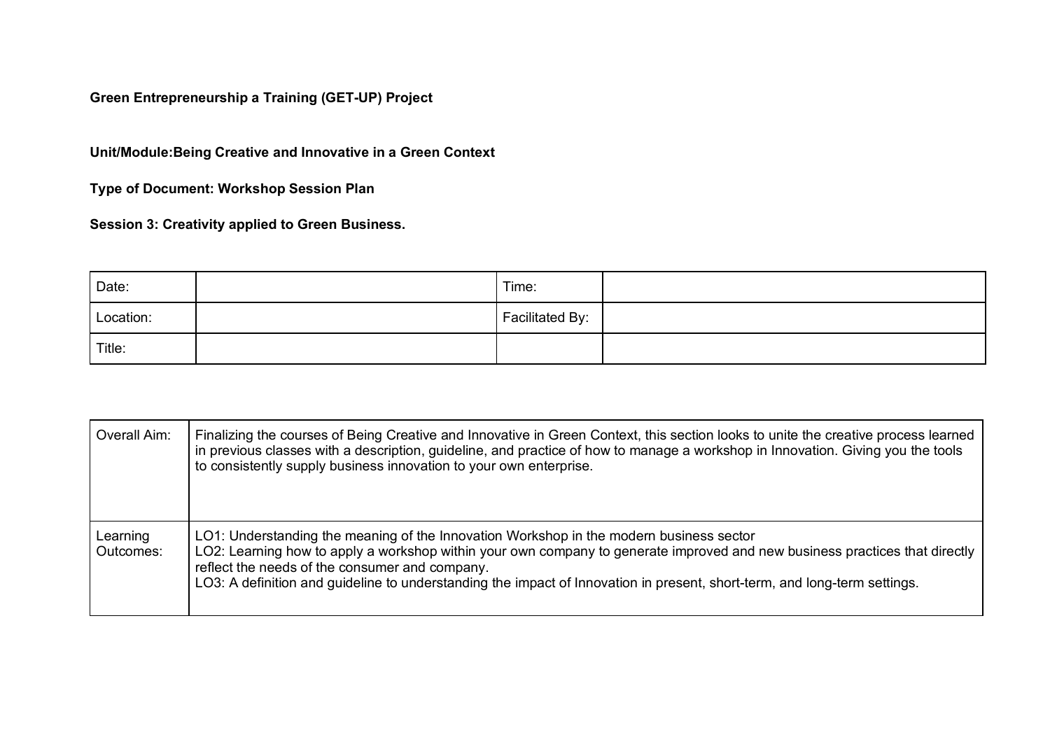**Green Entrepreneurship a Training (GET-UP) Project**

**Unit/Module:Being Creative and Innovative in a Green Context**

**Type of Document: Workshop Session Plan**

**Session 3: Creativity applied to Green Business.**

| Date: | | Time: | |
|---|---|---|---|
| Location: | | Facilitated By: | |
| Title: | | | |

| Overall Aim: | Finalizing the courses of Being Creative and Innovative in Green Context, this section looks to unite the creative process learned in previous classes with a description, guideline, and practice of how to manage a workshop in Innovation. Giving you the tools to consistently supply business innovation to your own enterprise. |
|---|---|
| Learning Outcomes: | LO1: Understanding the meaning of the Innovation Workshop in the modern business sector<br>LO2: Learning how to apply a workshop within your own company to generate improved and new business practices that directly reflect the needs of the consumer and company.<br>LO3: A definition and guideline to understanding the impact of Innovation in present, short-term, and long-term settings. |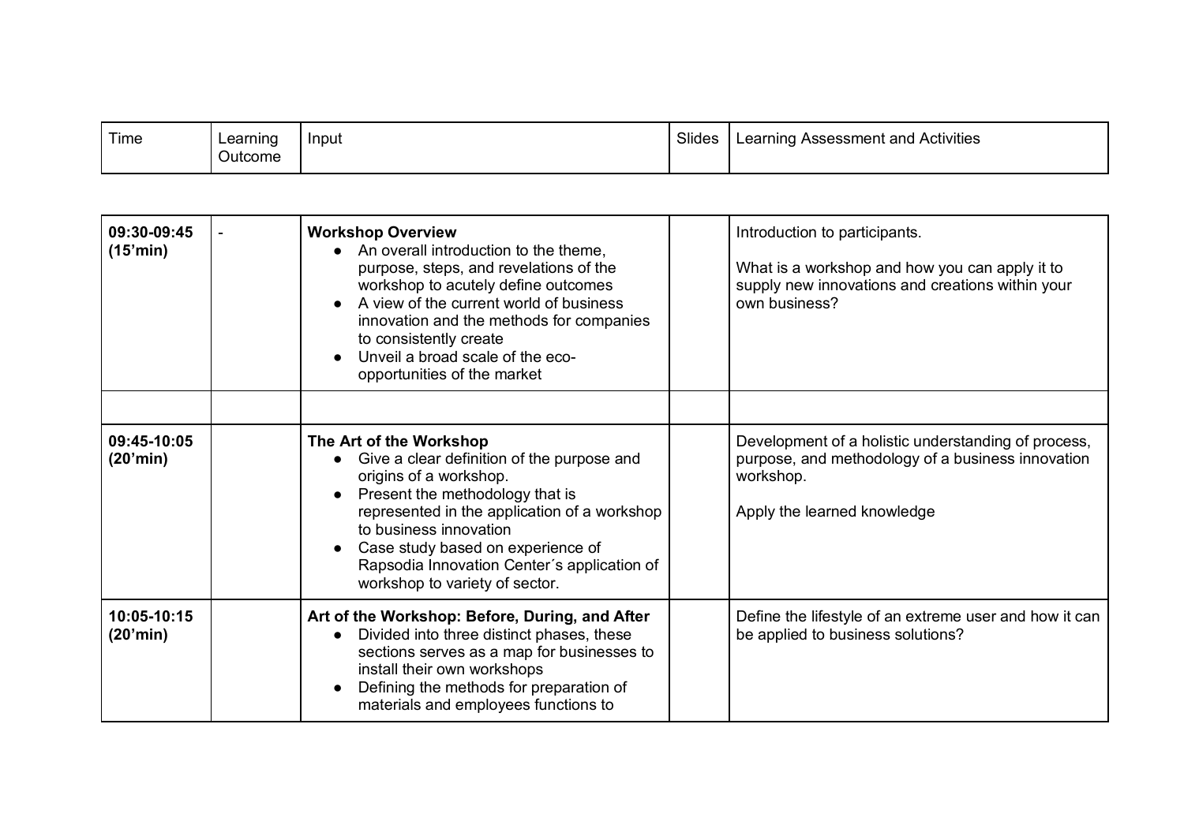| Time | Learning Outcome | Input | Slides | Learning Assessment and Activities |
|---|---|---|---|---|
| **09:30-09:45 (15'min)** | - | **Workshop Overview**<br>• An overall introduction to the theme, purpose, steps, and revelations of the workshop to acutely define outcomes<br>• A view of the current world of business innovation and the methods for companies to consistently create<br>• Unveil a broad scale of the eco-opportunities of the market | | Introduction to participants.<br><br>What is a workshop and how you can apply it to supply new innovations and creations within your own business? |
| | | | | |
| **09:45-10:05 (20'min)** | | **The Art of the Workshop**<br>• Give a clear definition of the purpose and origins of a workshop.<br>• Present the methodology that is represented in the application of a workshop to business innovation<br>• Case study based on experience of Rapsodia Innovation Center´s application of workshop to variety of sector. | | Development of a holistic understanding of process, purpose, and methodology of a business innovation workshop.<br><br>Apply the learned knowledge |
| **10:05-10:15 (20'min)** | | **Art of the Workshop: Before, During, and After**<br>• Divided into three distinct phases, these sections serves as a map for businesses to install their own workshops<br>• Defining the methods for preparation of materials and employees functions to | | Define the lifestyle of an extreme user and how it can be applied to business solutions? |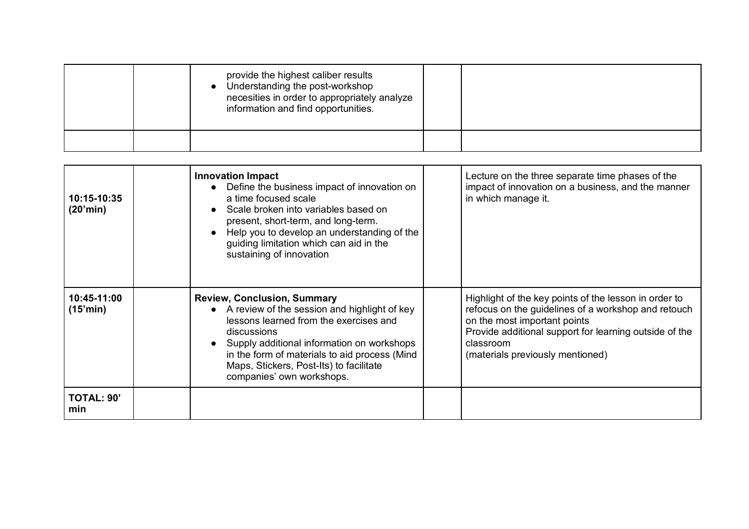| | | | | |
|---|---|---|---|---|
| | | provide the highest caliber results<br>● Understanding the post-workshop necesities in order to appropriately analyze information and find opportunities. | | |
| | | | | |

| | | | | |
|---|---|---|---|---|
| **10:15-10:35 (20'min)** | | **Innovation Impact**<br>● Define the business impact of innovation on a time focused scale<br>● Scale broken into variables based on present, short-term, and long-term.<br>● Help you to develop an understanding of the guiding limitation which can aid in the sustaining of innovation | | Lecture on the three separate time phases of the impact of innovation on a business, and the manner in which manage it. |
| **10:45-11:00 (15'min)** | | **Review, Conclusion, Summary**<br>● A review of the session and highlight of key lessons learned from the exercises and discussions<br>● Supply additional information on workshops in the form of materials to aid process (Mind Maps, Stickers, Post-Its) to facilitate companies' own workshops. | | Highlight of the key points of the lesson in order to refocus on the guidelines of a workshop and retouch on the most important points<br>Provide additional support for learning outside of the classroom<br>(materials previously mentioned) |
| **TOTAL: 90' min** | | | | |